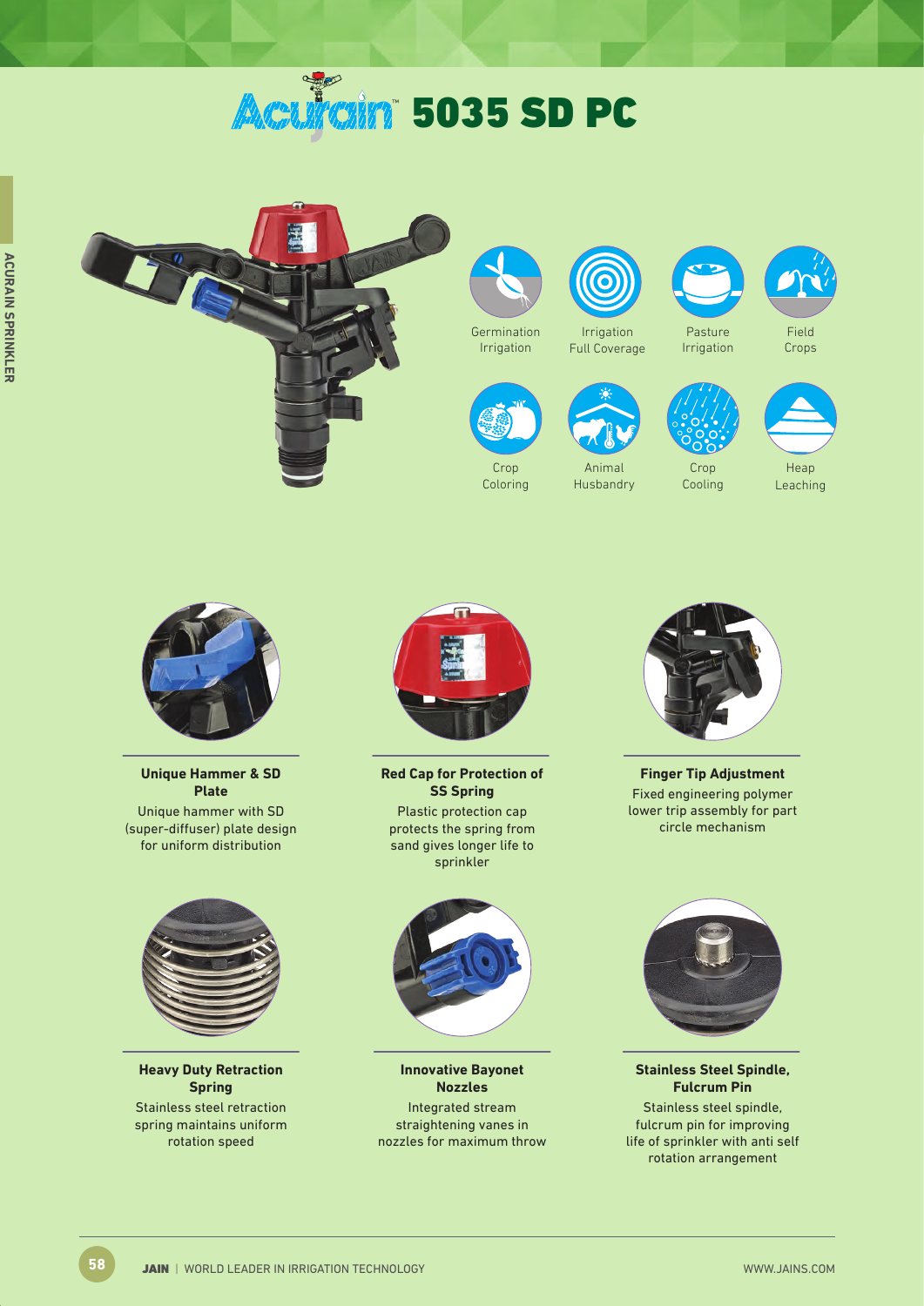# Acurain 5035 SD PC

Germination Irrigation

Irrigation Full Coverage

Pasture Irrigation

Field Crops

Crop Coloring

Animal Husbandry

Crop Cooling

Heap Leaching

**Unique Hammer & SD Plate**

Unique hammer with SD (super-diffuser) plate design for uniform distribution

**Red Cap for Protection of SS Spring**

Plastic protection cap protects the spring from sand gives longer life to sprinkler

**Finger Tip Adjustment**

Fixed engineering polymer lower trip assembly for part circle mechanism

**Heavy Duty Retraction Spring**

Stainless steel retraction spring maintains uniform rotation speed

**Innovative Bayonet Nozzles**

Integrated stream straightening vanes in nozzles for maximum throw

**Stainless Steel Spindle, Fulcrum Pin**

Stainless steel spindle, fulcrum pin for improving life of sprinkler with anti self rotation arrangement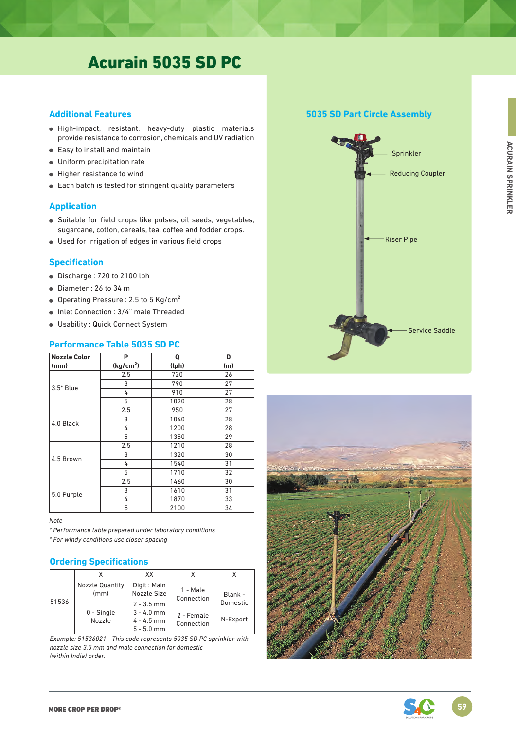# Acurain 5035 SD PC

## Additional Features

- High-impact, resistant, heavy-duty plastic materials provide resistance to corrosion, chemicals and UV radiation
- Easy to install and maintain
- Uniform precipitation rate
- Higher resistance to wind
- Each batch is tested for stringent quality parameters

## Application

- Suitable for field crops like pulses, oil seeds, vegetables, sugarcane, cotton, cereals, tea, coffee and fodder crops.
- Used for irrigation of edges in various field crops

## Specification

- Discharge : 720 to 2100 lph
- Diameter : 26 to 34 m
- Operating Pressure : 2.5 to 5 Kg/cm$^2$
- Inlet Connection : 3/4" male Threaded
- Usability : Quick Connect System

## Performance Table 5035 SD PC

| Nozzle Color (mm) | P (kg/cm$^2$) | Q (lph) | D (m) |
|---|---|---|---|
| 3.5* Blue | 2.5 | 720 | 26 |
| | 3 | 790 | 27 |
| | 4 | 910 | 27 |
| | 5 | 1020 | 28 |
| 4.0 Black | 2.5 | 950 | 27 |
| | 3 | 1040 | 28 |
| | 4 | 1200 | 28 |
| | 5 | 1350 | 29 |
| 4.5 Brown | 2.5 | 1210 | 28 |
| | 3 | 1320 | 30 |
| | 4 | 1540 | 31 |
| | 5 | 1710 | 32 |
| 5.0 Purple | 2.5 | 1460 | 30 |
| | 3 | 1610 | 31 |
| | 4 | 1870 | 33 |
| | 5 | 2100 | 34 |

*Note*

*\* Performance table prepared under laboratory conditions*

*\* For windy conditions use closer spacing*

## Ordering Specifications

| | X | XX | X | X |
|---|---|---|---|---|
| 51536 | Nozzle Quantity (mm)<br>0 - Single Nozzle | Digit : Main Nozzle Size<br>2 - 3.5 mm<br>3 - 4.0 mm<br>4 - 4.5 mm<br>5 - 5.0 mm | 1 - Male Connection<br>2 - Female Connection | Blank - Domestic<br>N-Export |

*Example: 51536021 - This code represents 5035 SD PC sprinkler with nozzle size 3.5 mm and male connection for domestic (within India) order.*

## 5035 SD Part Circle Assembly

Sprinkler

Reducing Coupler

Riser Pipe

Service Saddle

MORE CROP PER DROP®